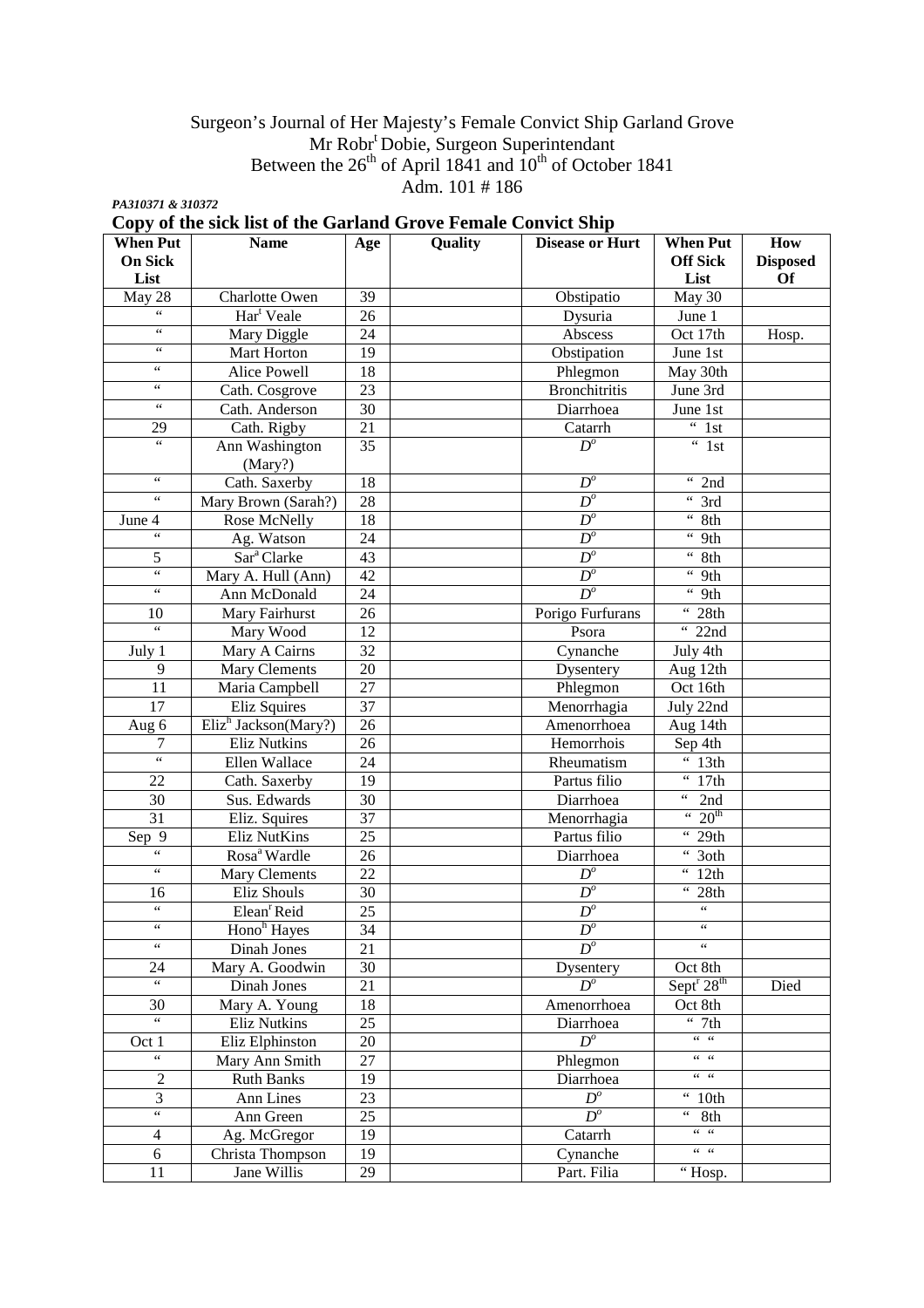# Surgeon's Journal of Her Majesty's Female Convict Ship Garland Grove

Mr Robr[t] Dobie, Surgeon Superintendant

Between the 26[th] of April 1841 and 10[th] of October 1841

Adm. 101 # 186

***PA310371 & 310372***

## Copy of the sick list of the Garland Grove Female Convict Ship

| When Put On Sick List | Name | Age | Quality | Disease or Hurt | When Put Off Sick List | How Disposed Of |
|---|---|---|---|---|---|---|
| May 28 | Charlotte Owen | 39 | | Obstipatio | May 30 | |
| " | Har[t] Veale | 26 | | Dysuria | June 1 | |
| " | Mary Diggle | 24 | | Abscess | Oct 17th | Hosp. |
| " | Mart Horton | 19 | | Obstipation | June 1st | |
| " | Alice Powell | 18 | | Phlegmon | May 30th | |
| " | Cath. Cosgrove | 23 | | Bronchitritis | June 3rd | |
| " | Cath. Anderson | 30 | | Diarrhoea | June 1st | |
| 29 | Cath. Rigby | 21 | | Catarrh | " 1st | |
| " | Ann Washington (Mary?) | 35 | | D[o] | " 1st | |
| " | Cath. Saxerby | 18 | | D[o] | " 2nd | |
| " | Mary Brown (Sarah?) | 28 | | D[o] | " 3rd | |
| June 4 | Rose McNelly | 18 | | D[o] | " 8th | |
| " | Ag. Watson | 24 | | D[o] | " 9th | |
| 5 | Sar[a] Clarke | 43 | | D[o] | " 8th | |
| " | Mary A. Hull (Ann) | 42 | | D[o] | " 9th | |
| " | Ann McDonald | 24 | | D[o] | " 9th | |
| 10 | Mary Fairhurst | 26 | | Porigo Furfurans | " 28th | |
| " | Mary Wood | 12 | | Psora | " 22nd | |
| July 1 | Mary A Cairns | 32 | | Cynanche | July 4th | |
| 9 | Mary Clements | 20 | | Dysentery | Aug 12th | |
| 11 | Maria Campbell | 27 | | Phlegmon | Oct 16th | |
| 17 | Eliz Squires | 37 | | Menorrhagia | July 22nd | |
| Aug 6 | Eliz[h] Jackson(Mary?) | 26 | | Amenorrhoea | Aug 14th | |
| 7 | Eliz Nutkins | 26 | | Hemorrhois | Sep 4th | |
| " | Ellen Wallace | 24 | | Rheumatism | " 13th | |
| 22 | Cath. Saxerby | 19 | | Partus filio | " 17th | |
| 30 | Sus. Edwards | 30 | | Diarrhoea | " 2nd | |
| 31 | Eliz. Squires | 37 | | Menorrhagia | " 20[th] | |
| Sep 9 | Eliz NutKins | 25 | | Partus filio | " 29th | |
| " | Rosa[a] Wardle | 26 | | Diarrhoea | " 3oth | |
| " | Mary Clements | 22 | | D[o] | " 12th | |
| 16 | Eliz Shouls | 30 | | D[o] | " 28th | |
| " | Elean[r] Reid | 25 | | D[o] | " | |
| " | Hono[h] Hayes | 34 | | D[o] | " | |
| " | Dinah Jones | 21 | | D[o] | " | |
| 24 | Mary A. Goodwin | 30 | | Dysentery | Oct 8th | |
| " | Dinah Jones | 21 | | D[o] | Sept[r] 28[th] | Died |
| 30 | Mary A. Young | 18 | | Amenorrhoea | Oct 8th | |
| " | Eliz Nutkins | 25 | | Diarrhoea | " 7th | |
| Oct 1 | Eliz Elphinston | 20 | | D[o] | " " | |
| " | Mary Ann Smith | 27 | | Phlegmon | " " | |
| 2 | Ruth Banks | 19 | | Diarrhoea | " " | |
| 3 | Ann Lines | 23 | | D[o] | " 10th | |
| " | Ann Green | 25 | | D[o] | " 8th | |
| 4 | Ag. McGregor | 19 | | Catarrh | " " | |
| 6 | Christa Thompson | 19 | | Cynanche | " " | |
| 11 | Jane Willis | 29 | | Part. Filia | " Hosp. | |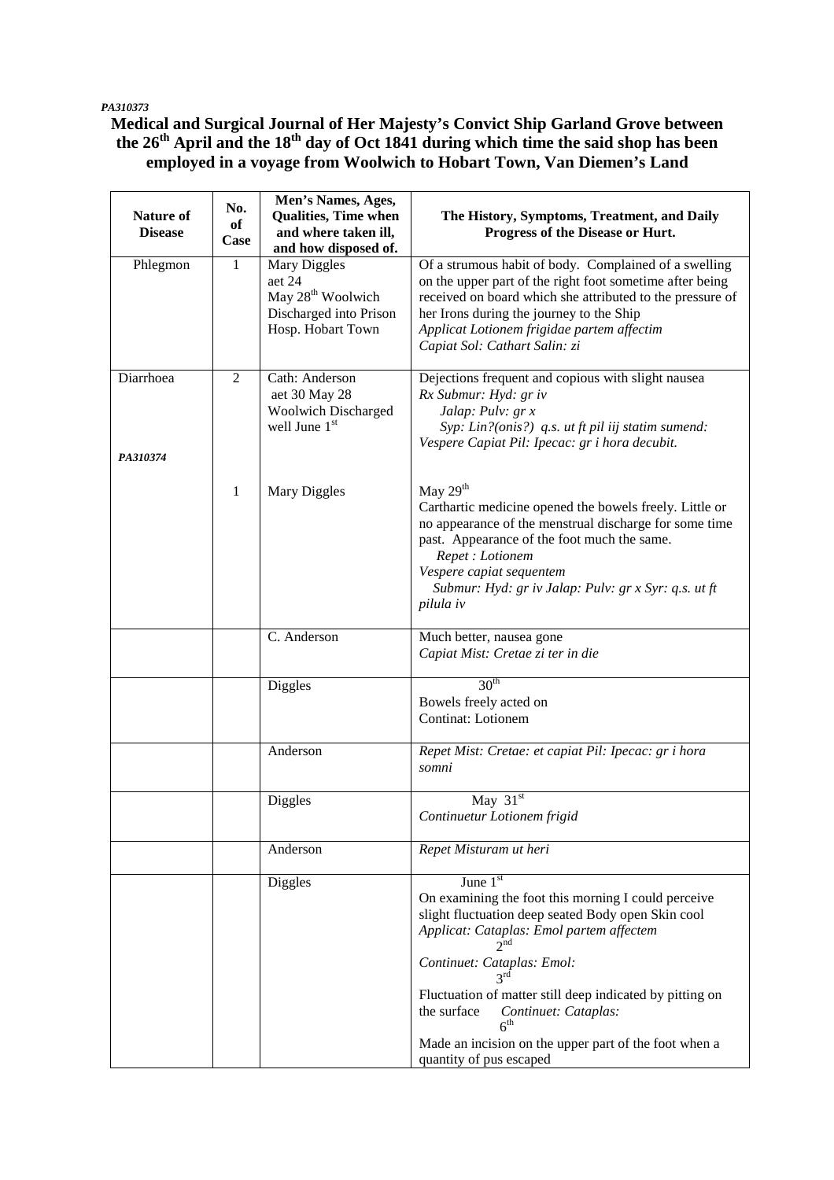*PA310373*

**Medical and Surgical Journal of Her Majesty's Convict Ship Garland Grove between the 26th April and the 18th day of Oct 1841 during which time the said shop has been employed in a voyage from Woolwich to Hobart Town, Van Diemen's Land**

| Nature of Disease | No. of Case | Men's Names, Ages, Qualities, Time when and where taken ill, and how disposed of. | The History, Symptoms, Treatment, and Daily Progress of the Disease or Hurt. |
|---|---|---|---|
| Phlegmon | 1 | Mary Diggles aet 24 May 28th Woolwich Discharged into Prison Hosp. Hobart Town | Of a strumous habit of body. Complained of a swelling on the upper part of the right foot sometime after being received on board which she attributed to the pressure of her Irons during the journey to the Ship *Applicat Lotionem frigidae partem affectim* *Capiat Sol: Cathart Salin: zi* |
| Diarrhoea | 2 | Cath: Anderson aet 30 May 28 Woolwich Discharged well June 1st | Dejections frequent and copious with slight nausea *Rx Submur: Hyd: gr iv* *Jalap: Pulv: gr x* *Syp: Lin?(onis?) q.s. ut ft pil iij statim sumend:* *Vespere Capiat Pil: Ipecac: gr i hora decubit.* |
| *PA310374* | 1 | Mary Diggles | May 29th Carthartic medicine opened the bowels freely. Little or no appearance of the menstrual discharge for some time past. Appearance of the foot much the same. *Repet : Lotionem* *Vespere capiat sequentem* *Submur: Hyd: gr iv Jalap: Pulv: gr x Syr: q.s. ut ft pilula iv* |
| | | C. Anderson | Much better, nausea gone *Capiat Mist: Cretae zi ter in die* |
| | | Diggles | 30th Bowels freely acted on Continat: Lotionem |
| | | Anderson | *Repet Mist: Cretae: et capiat Pil: Ipecac: gr i hora somni* |
| | | Diggles | May 31st *Continuetur Lotionem frigid* |
| | | Anderson | *Repet Misturam ut heri* |
| | | Diggles | June 1st On examining the foot this morning I could perceive slight fluctuation deep seated Body open Skin cool *Applicat: Cataplas: Emol partem affectem* 2nd *Continuet: Cataplas: Emol:* 3rd Fluctuation of matter still deep indicated by pitting on the surface *Continuet: Cataplas:* 6th Made an incision on the upper part of the foot when a quantity of pus escaped |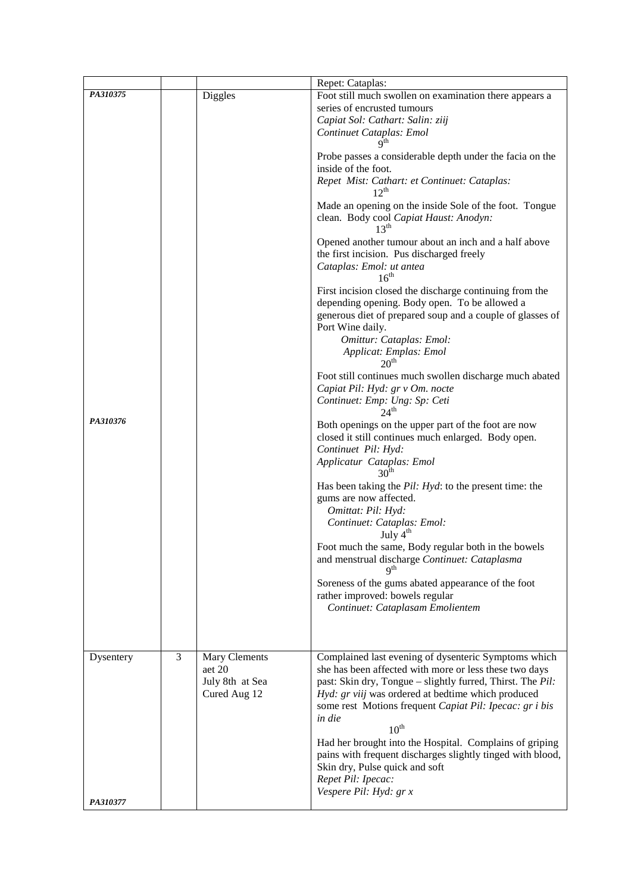| | | | Repet: Cataplas: |
|---|---|---|---|
| PA310375<br><br><br><br><br><br><br><br><br><br><br><br><br><br><br><br><br><br><br><br><br>PA310376 | | Diggles | Foot still much swollen on examination there appears a series of encrusted tumours<br>*Capiat Sol: Cathart: Salin: ziij*<br>*Continuet Cataplas: Emol*<br>9th<br>Probe passes a considerable depth under the facia on the inside of the foot.<br>*Repet Mist: Cathart: et Continuet: Cataplas:*<br>12th<br>Made an opening on the inside Sole of the foot. Tongue clean. Body cool *Capiat Haust: Anodyn:*<br>13th<br>Opened another tumour about an inch and a half above the first incision. Pus discharged freely<br>*Cataplas: Emol: ut antea*<br>16th<br>First incision closed the discharge continuing from the depending opening. Body open. To be allowed a generous diet of prepared soup and a couple of glasses of Port Wine daily.<br>*Omittur: Cataplas: Emol:*<br>*Applicat: Emplas: Emol*<br>20th<br>Foot still continues much swollen discharge much abated<br>*Capiat Pil: Hyd: gr v Om. nocte*<br>*Continuet: Emp: Ung: Sp: Ceti*<br>24th<br>Both openings on the upper part of the foot are now closed it still continues much enlarged. Body open.<br>*Continuet Pil: Hyd:*<br>*Applicatur Cataplas: Emol*<br>30th<br>Has been taking the *Pil: Hyd*: to the present time: the gums are now affected.<br>*Omittat: Pil: Hyd:*<br>*Continuet: Cataplas: Emol:*<br>July 4th<br>Foot much the same, Body regular both in the bowels and menstrual discharge *Continuet: Cataplasma*<br>9th<br>Soreness of the gums abated appearance of the foot rather improved: bowels regular<br>*Continuet: Cataplasam Emolientem* |
| Dysentery<br><br><br><br><br><br><br><br><br><br><br>PA310377 | 3 | Mary Clements<br>aet 20<br>July 8th at Sea<br>Cured Aug 12 | Complained last evening of dysenteric Symptoms which she has been affected with more or less these two days past: Skin dry, Tongue – slightly furred, Thirst. The *Pil: Hyd: gr viij* was ordered at bedtime which produced some rest Motions frequent *Capiat Pil: Ipecac: gr i bis in die*<br>10th<br>Had her brought into the Hospital. Complains of griping pains with frequent discharges slightly tinged with blood, Skin dry, Pulse quick and soft<br>*Repet Pil: Ipecac:*<br>*Vespere Pil: Hyd: gr x* |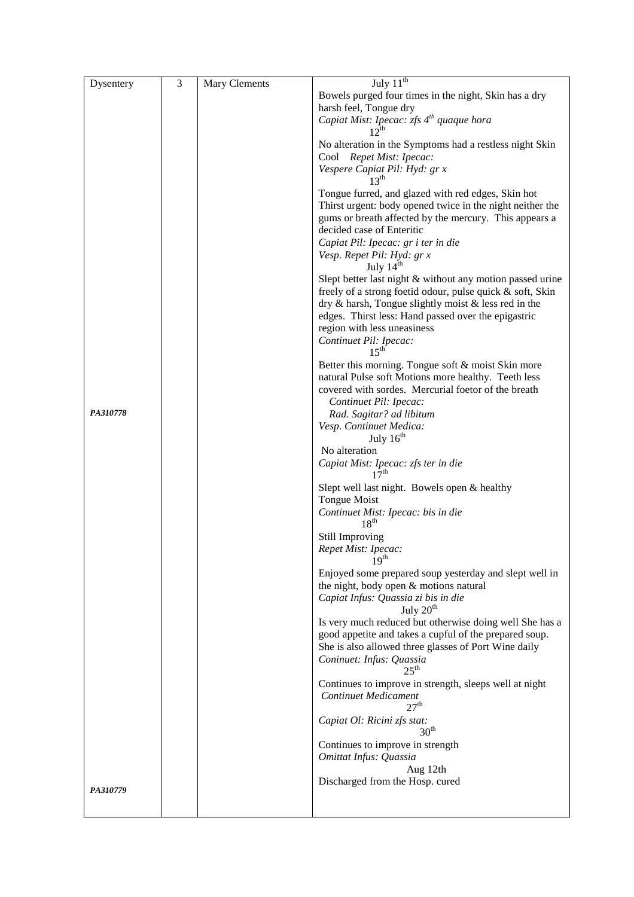| Dysentery | 3 | Mary Clements | July 11th<br>Bowels purged four times in the night, Skin has a dry harsh feel, Tongue dry<br>*Capiat Mist: Ipecac: zfs 4th quaque hora*<br>12th<br>No alteration in the Symptoms had a restless night Skin Cool *Repet Mist: Ipecac:*<br>*Vespere Capiat Pil: Hyd: gr x*<br>13th<br>Tongue furred, and glazed with red edges, Skin hot Thirst urgent: body opened twice in the night neither the gums or breath affected by the mercury. This appears a decided case of Enteritic<br>*Capiat Pil: Ipecac: gr i ter in die*<br>*Vesp. Repet Pil: Hyd: gr x*<br>July 14th<br>Slept better last night & without any motion passed urine freely of a strong foetid odour, pulse quick & soft, Skin dry & harsh, Tongue slightly moist & less red in the edges. Thirst less: Hand passed over the epigastric region with less uneasiness<br>*Continuet Pil: Ipecac:*<br>15th<br>Better this morning. Tongue soft & moist Skin more natural Pulse soft Motions more healthy. Teeth less covered with sordes. Mercurial foetor of the breath<br>*Continuet Pil: Ipecac:*<br>*Rad. Sagitar? ad libitum*<br>*Vesp. Continuet Medica:*<br>July 16th<br>No alteration<br>*Capiat Mist: Ipecac: zfs ter in die*<br>17th<br>Slept well last night. Bowels open & healthy Tongue Moist<br>*Continuet Mist: Ipecac: bis in die*<br>18th<br>Still Improving<br>*Repet Mist: Ipecac:*<br>19th<br>Enjoyed some prepared soup yesterday and slept well in the night, body open & motions natural<br>*Capiat Infus: Quassia zi bis in die*<br>July 20th<br>Is very much reduced but otherwise doing well She has a good appetite and takes a cupful of the prepared soup. She is also allowed three glasses of Port Wine daily<br>*Coninuet: Infus: Quassia*<br>25th<br>Continues to improve in strength, sleeps well at night<br>*Continuet Medicament*<br>27th<br>*Capiat Ol: Ricini zfs stat:*<br>30th<br>Continues to improve in strength<br>*Omittat Infus: Quassia*<br>Aug 12th<br>Discharged from the Hosp. cured |
|---|---|---|---|
| ***PA310778*** | | | |
| ***PA310779*** | | | |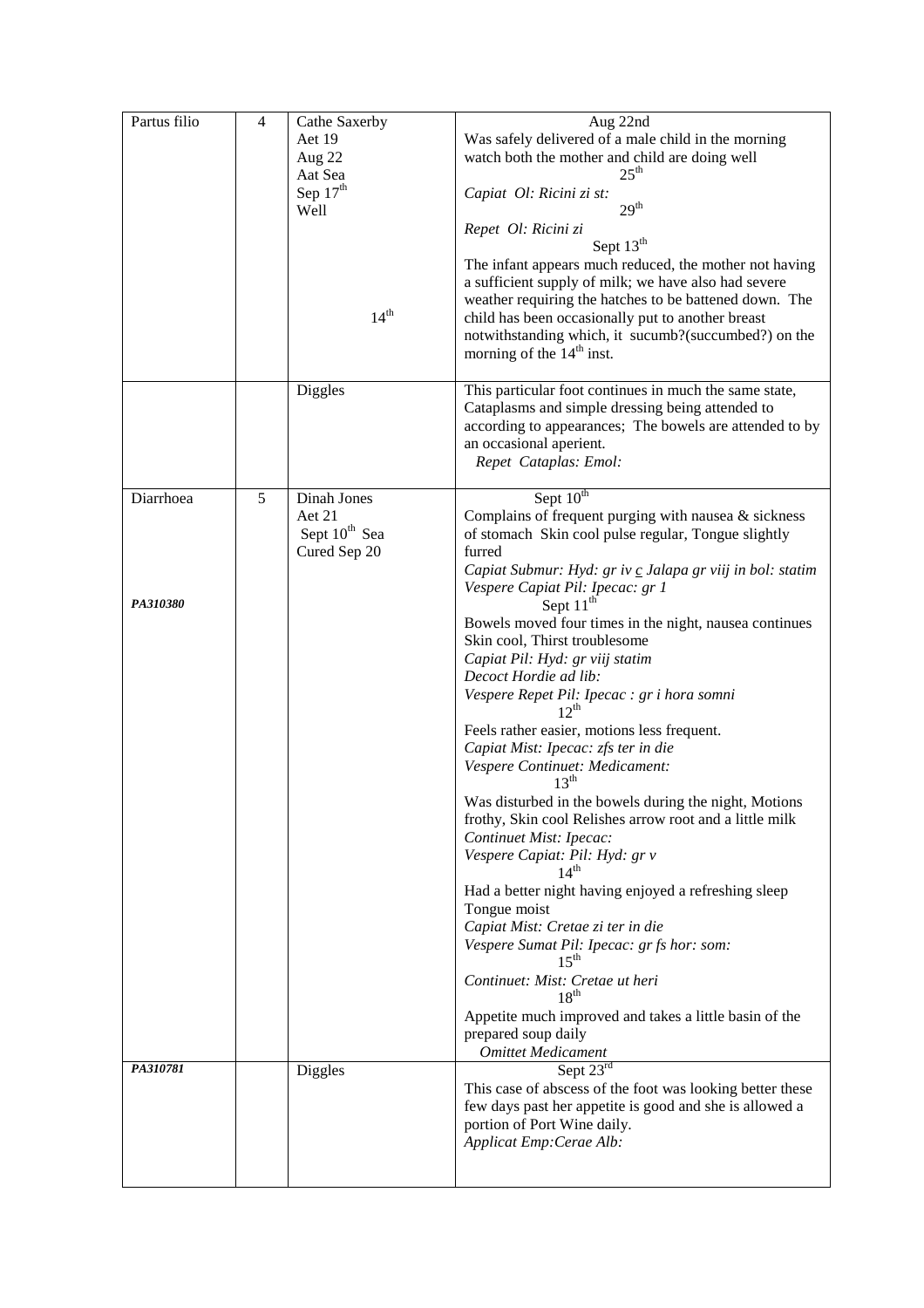| | | | |
|---|---|---|---|
| Partus filio | 4 | Cathe Saxerby<br>Aet 19<br>Aug 22<br>Aat Sea<br>Sep 17th<br>Well<br><br><br><br><br>14th | Aug 22nd<br>Was safely delivered of a male child in the morning watch both the mother and child are doing well<br>25th<br>*Capiat Ol: Ricini zi st:*<br>29th<br>*Repet Ol: Ricini zi*<br>Sept 13th<br>The infant appears much reduced, the mother not having a sufficient supply of milk; we have also had severe weather requiring the hatches to be battened down. The child has been occasionally put to another breast notwithstanding which, it sucumb?(succumbed?) on the morning of the 14th inst. |
| | | Diggles | This particular foot continues in much the same state, Cataplasms and simple dressing being attended to according to appearances; The bowels are attended to by an occasional aperient.<br>*Repet Cataplas: Emol:* |
| Diarrhoea<br><br><br><br>***PA310380*** | 5 | Dinah Jones<br>Aet 21<br>Sept 10th Sea<br>Cured Sep 20 | Sept 10th<br>Complains of frequent purging with nausea & sickness of stomach Skin cool pulse regular, Tongue slightly furred<br>*Capiat Submur: Hyd: gr iv c Jalapa gr viij in bol: statim*<br>*Vespere Capiat Pil: Ipecac: gr 1*<br>Sept 11th<br>Bowels moved four times in the night, nausea continues Skin cool, Thirst troublesome<br>*Capiat Pil: Hyd: gr viij statim*<br>*Decoct Hordie ad lib:*<br>*Vespere Repet Pil: Ipecac : gr i hora somni*<br>12th<br>Feels rather easier, motions less frequent.<br>*Capiat Mist: Ipecac: zfs ter in die*<br>*Vespere Continuet: Medicament:*<br>13th<br>Was disturbed in the bowels during the night, Motions frothy, Skin cool Relishes arrow root and a little milk<br>*Continuet Mist: Ipecac:*<br>*Vespere Capiat: Pil: Hyd: gr v*<br>14th<br>Had a better night having enjoyed a refreshing sleep Tongue moist<br>*Capiat Mist: Cretae zi ter in die*<br>*Vespere Sumat Pil: Ipecac: gr fs hor: som:*<br>15th<br>*Continuet: Mist: Cretae ut heri*<br>18th<br>Appetite much improved and takes a little basin of the prepared soup daily<br>*Omittet Medicament* |
| ***PA310781*** | | Diggles | Sept 23rd<br>This case of abscess of the foot was looking better these few days past her appetite is good and she is allowed a portion of Port Wine daily.<br>*Applicat Emp:Cerae Alb:* |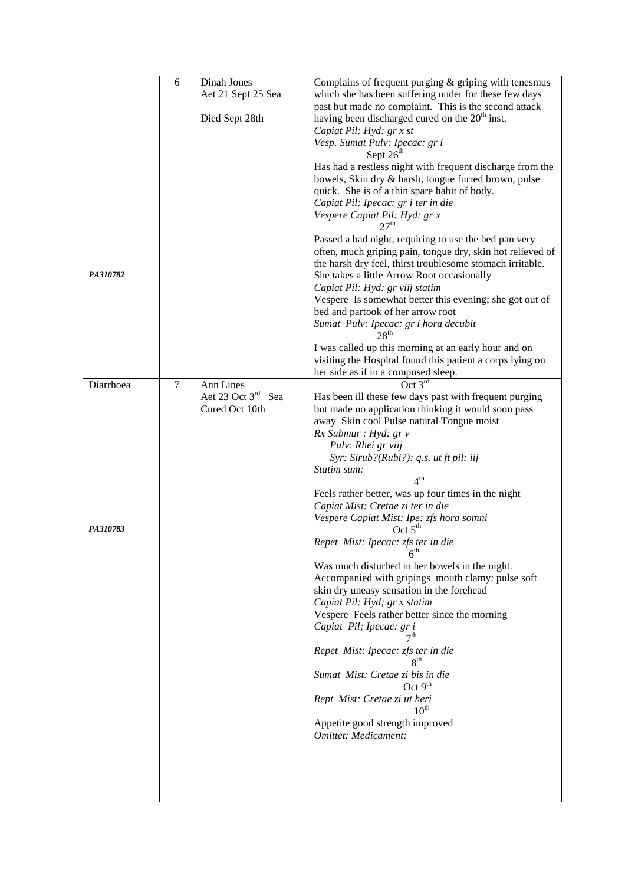|  |  |  |  |
|---|---|---|---|
| PA310782 | 6 | Dinah Jones<br>Aet 21 Sept 25 Sea<br><br>Died Sept 28th | Complains of frequent purging & griping with tenesmus which she has been suffering under for these few days past but made no complaint. This is the second attack having been discharged cured on the 20th inst.<br>*Capiat Pil: Hyd: gr x st*<br>*Vesp. Sumat Pulv: Ipecac: gr i*<br>Sept 26th<br>Has had a restless night with frequent discharge from the bowels, Skin dry & harsh, tongue furred brown, pulse quick. She is of a thin spare habit of body.<br>*Capiat Pil: Ipecac: gr i ter in die*<br>*Vespere Capiat Pil: Hyd: gr x*<br>27th<br>Passed a bad night, requiring to use the bed pan very often, much griping pain, tongue dry, skin hot relieved of the harsh dry feel, thirst troublesome stomach irritable. She takes a little Arrow Root occasionally<br>*Capiat Pil: Hyd: gr viij statim*<br>Vespere Is somewhat better this evening; she got out of bed and partook of her arrow root<br>*Sumat Pulv: Ipecac: gr i hora decubit*<br>28th<br>I was called up this morning at an early hour and on visiting the Hospital found this patient a corps lying on her side as if in a composed sleep. |
| Diarrhoea<br><br>PA310783 | 7 | Ann Lines<br>Aet 23 Oct 3rd Sea<br>Cured Oct 10th | Oct 3rd<br>Has been ill these few days past with frequent purging but made no application thinking it would soon pass away Skin cool Pulse natural Tongue moist<br>*Rx Submur : Hyd: gr v*<br>*Pulv: Rhei gr viij*<br>*Syr: Sirub?(Rubi?): q.s. ut ft pil: iij*<br>*Statim sum:*<br>4th<br>Feels rather better, was up four times in the night<br>*Capiat Mist: Cretae zi ter in die*<br>*Vespere Capiat Mist: Ipe: zfs hora somni*<br>Oct 5th<br>*Repet Mist: Ipecac: zfs ter in die*<br>6th<br>Was much disturbed in her bowels in the night. Accompanied with gripings mouth clamy: pulse soft skin dry uneasy sensation in the forehead<br>*Capiat Pil: Hyd; gr x statim*<br>Vespere Feels rather better since the morning<br>*Capiat Pil; Ipecac: gr i*<br>7th<br>*Repet Mist: Ipecac: zfs ter in die*<br>8th<br>*Sumat Mist: Cretae zi bis in die*<br>Oct 9th<br>*Rept Mist: Cretae zi ut heri*<br>10th<br>Appetite good strength improved<br>*Omittet: Medicament:* |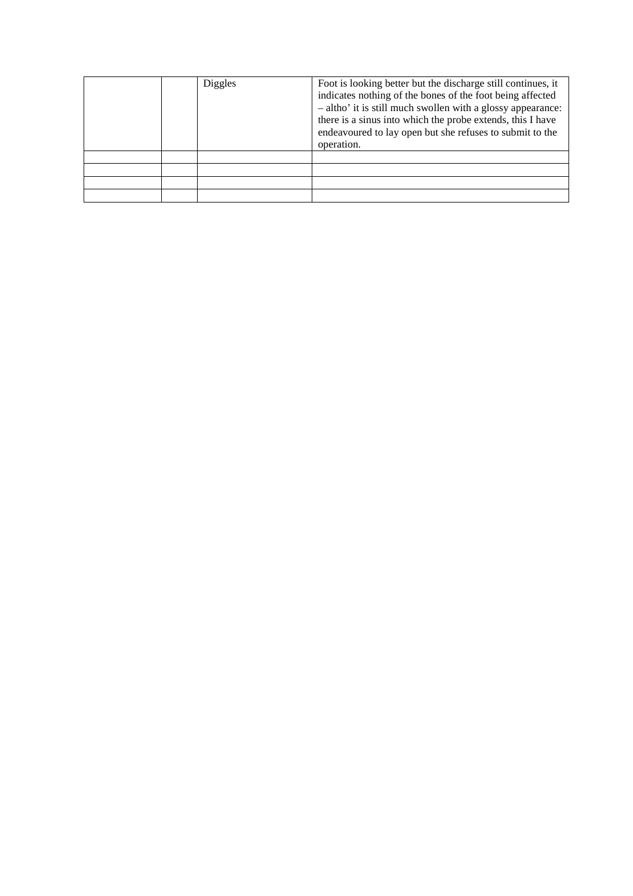| | | | |
|---|---|---|---|
| | | Diggles | Foot is looking better but the discharge still continues, it indicates nothing of the bones of the foot being affected – altho' it is still much swollen with a glossy appearance: there is a sinus into which the probe extends, this I have endeavoured to lay open but she refuses to submit to the operation. |
| | | | |
| | | | |
| | | | |
| | | | |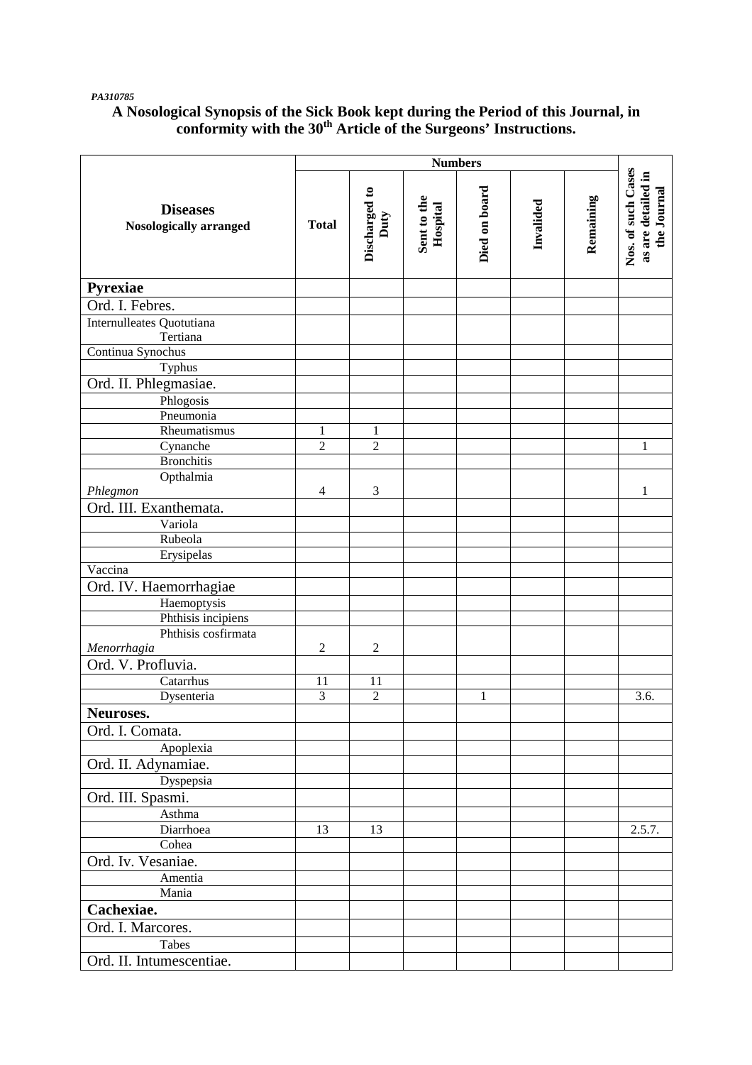*PA310785*

**A Nosological Synopsis of the Sick Book kept during the Period of this Journal, in conformity with the 30th Article of the Surgeons' Instructions.**

| Diseases Nosologically arranged | Numbers | | | | | | Nos. of such Cases as are detailed in the Journal |
|---|---|---|---|---|---|---|---|
| | Total | Discharged to Duty | Sent to the Hospital | Died on board | Invalided | Remaining | |
| **Pyrexiae** | | | | | | | |
| Ord. I. Febres. | | | | | | | |
| Internulleates Quotutiana Tertiana | | | | | | | |
| Continua Synochus | | | | | | | |
| Typhus | | | | | | | |
| Ord. II. Phlegmasiae. | | | | | | | |
| Phlogosis | | | | | | | |
| Pneumonia | | | | | | | |
| Rheumatismus | 1 | 1 | | | | | |
| Cynanche | 2 | 2 | | | | | 1 |
| Bronchitis | | | | | | | |
| Opthalmia *Phlegmon* | 4 | 3 | | | | | 1 |
| Ord. III. Exanthemata. | | | | | | | |
| Variola | | | | | | | |
| Rubeola | | | | | | | |
| Erysipelas | | | | | | | |
| Vaccina | | | | | | | |
| Ord. IV. Haemorrhagiae | | | | | | | |
| Haemoptysis | | | | | | | |
| Phthisis incipiens | | | | | | | |
| Phthisis cosfirmata *Menorrhagia* | 2 | 2 | | | | | |
| Ord. V. Profluvia. | | | | | | | |
| Catarrhus | 11 | 11 | | | | | |
| Dysenteria | 3 | 2 | | 1 | | | 3.6. |
| **Neuroses.** | | | | | | | |
| Ord. I. Comata. | | | | | | | |
| Apoplexia | | | | | | | |
| Ord. II. Adynamiae. | | | | | | | |
| Dyspepsia | | | | | | | |
| Ord. III. Spasmi. | | | | | | | |
| Asthma | | | | | | | |
| Diarrhoea | 13 | 13 | | | | | 2.5.7. |
| Cohea | | | | | | | |
| Ord. Iv. Vesaniae. | | | | | | | |
| Amentia | | | | | | | |
| Mania | | | | | | | |
| **Cachexiae.** | | | | | | | |
| Ord. I. Marcores. | | | | | | | |
| Tabes | | | | | | | |
| Ord. II. Intumescentiae. | | | | | | | |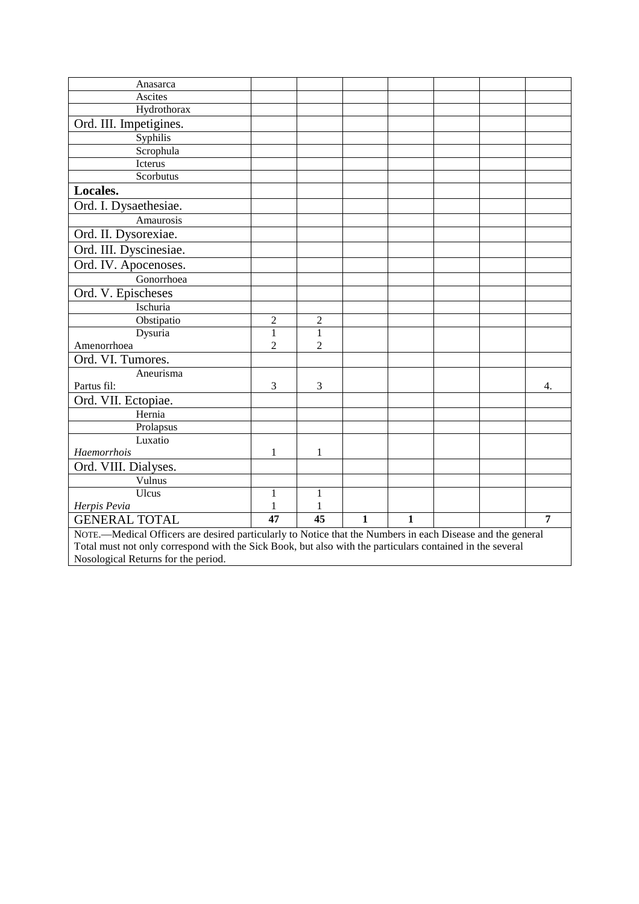| | | | | | | | |
|---|---|---|---|---|---|---|---|
| Anasarca | | | | | | | |
| Ascites | | | | | | | |
| Hydrothorax | | | | | | | |
| Ord. III. Impetigines. | | | | | | | |
| Syphilis | | | | | | | |
| Scrophula | | | | | | | |
| Icterus | | | | | | | |
| Scorbutus | | | | | | | |
| **Locales.** | | | | | | | |
| Ord. I. Dysaethesiae. | | | | | | | |
| Amaurosis | | | | | | | |
| Ord. II. Dysorexiae. | | | | | | | |
| Ord. III. Dyscinesiae. | | | | | | | |
| Ord. IV. Apocenoses. | | | | | | | |
| Gonorrhoea | | | | | | | |
| Ord. V. Epischeses | | | | | | | |
| Ischuria | | | | | | | |
| Obstipatio | 2 | 2 | | | | | |
| Dysuria | 1 | 1 | | | | | |
| Amenorrhoea | 2 | 2 | | | | | |
| Ord. VI. Tumores. | | | | | | | |
| Aneurisma | | | | | | | |
| Partus fil: | 3 | 3 | | | | | 4. |
| Ord. VII. Ectopiae. | | | | | | | |
| Hernia | | | | | | | |
| Prolapsus | | | | | | | |
| Luxatio | | | | | | | |
| *Haemorrhois* | 1 | 1 | | | | | |
| Ord. VIII. Dialyses. | | | | | | | |
| Vulnus | | | | | | | |
| Ulcus | 1 | 1 | | | | | |
| *Herpis Pevia* | 1 | 1 | | | | | |
| GENERAL TOTAL | **47** | **45** | **1** | **1** | | | **7** |

NOTE.—Medical Officers are desired particularly to Notice that the Numbers in each Disease and the general Total must not only correspond with the Sick Book, but also with the particulars contained in the several Nosological Returns for the period.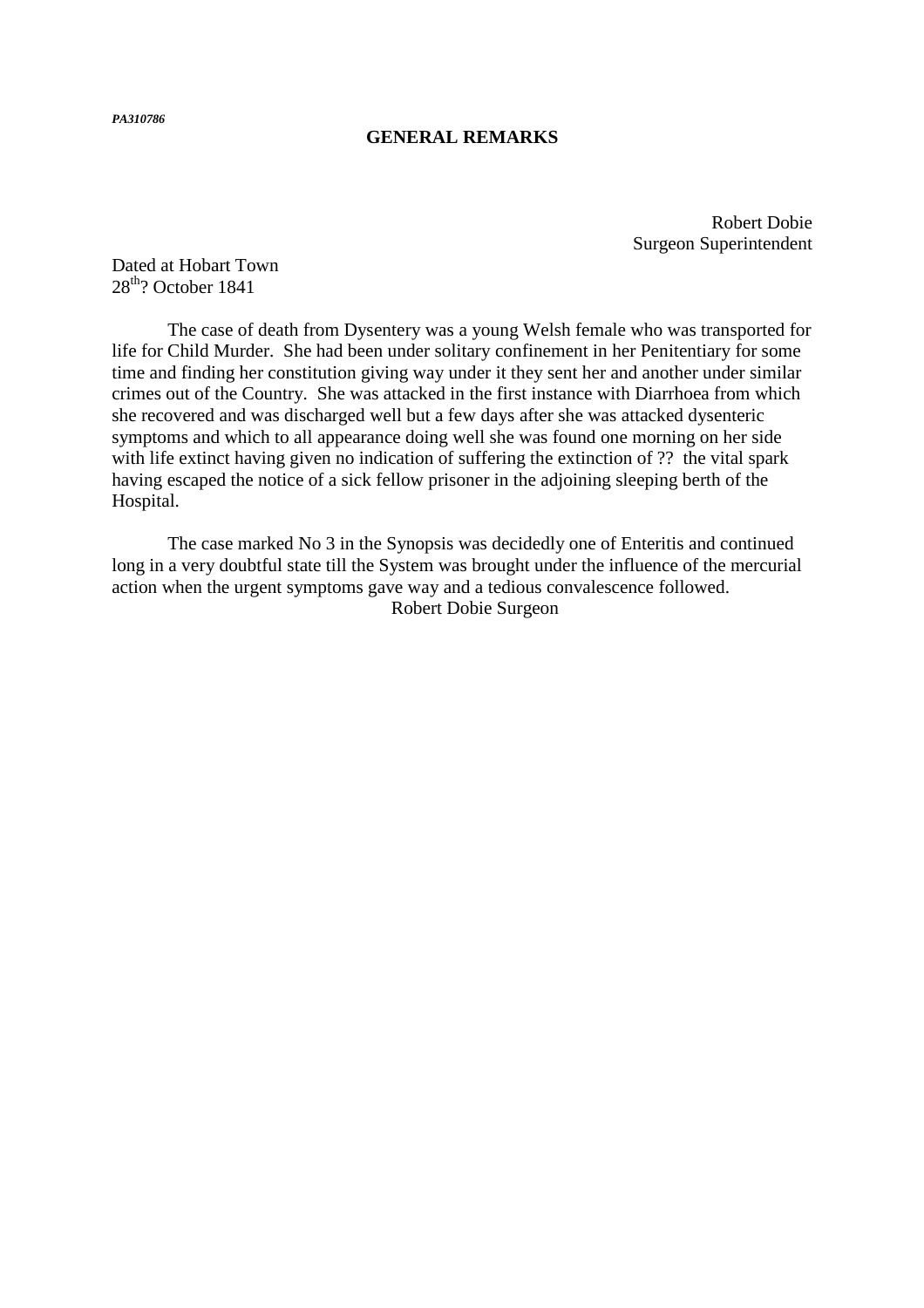*PA310786*

## GENERAL REMARKS

Robert Dobie
Surgeon Superintendent

Dated at Hobart Town
28th? October 1841

The case of death from Dysentery was a young Welsh female who was transported for life for Child Murder. She had been under solitary confinement in her Penitentiary for some time and finding her constitution giving way under it they sent her and another under similar crimes out of the Country. She was attacked in the first instance with Diarrhoea from which she recovered and was discharged well but a few days after she was attacked dysenteric symptoms and which to all appearance doing well she was found one morning on her side with life extinct having given no indication of suffering the extinction of ?? the vital spark having escaped the notice of a sick fellow prisoner in the adjoining sleeping berth of the Hospital.

The case marked No 3 in the Synopsis was decidedly one of Enteritis and continued long in a very doubtful state till the System was brought under the influence of the mercurial action when the urgent symptoms gave way and a tedious convalescence followed.

Robert Dobie Surgeon